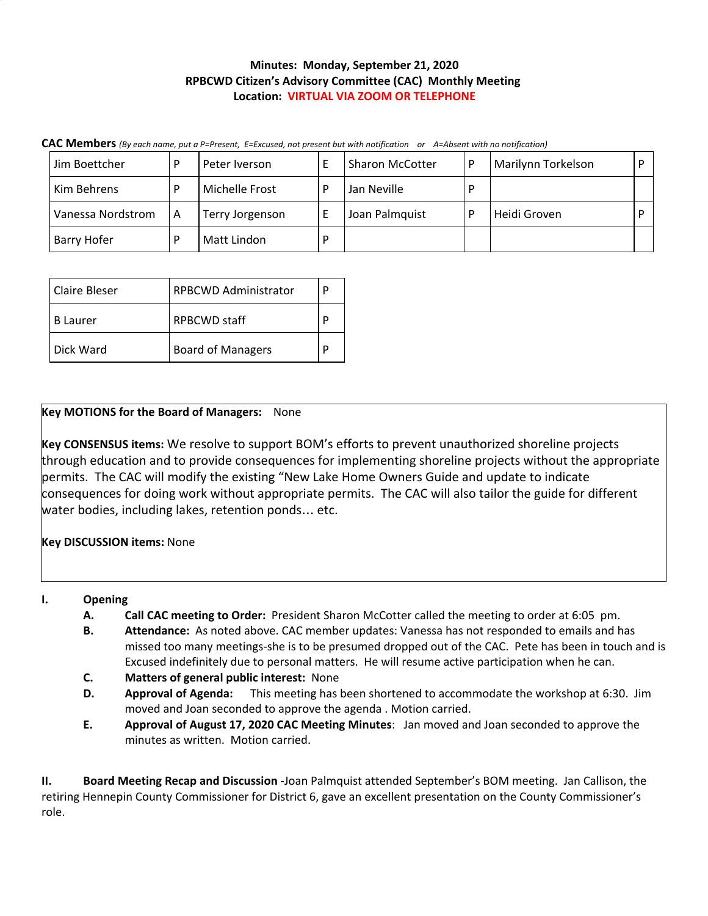**Minutes: Monday, September 21, 2020**
**RPBCWD Citizen's Advisory Committee (CAC) Monthly Meeting**
**Location: VIRTUAL VIA ZOOM OR TELEPHONE**

**CAC Members** *(By each name, put a P=Present, E=Excused, not present but with notification or A=Absent with no notification)*

| | | | | | | | |
|---|---|---|---|---|---|---|---|
| Jim Boettcher | P | Peter Iverson | E | Sharon McCotter | P | Marilynn Torkelson | P |
| Kim Behrens | P | Michelle Frost | P | Jan Neville | P | | |
| Vanessa Nordstrom | A | Terry Jorgenson | E | Joan Palmquist | P | Heidi Groven | P |
| Barry Hofer | P | Matt Lindon | P | | | | |

| | | |
|---|---|---|
| Claire Bleser | RPBCWD Administrator | P |
| B Laurer | RPBCWD staff | P |
| Dick Ward | Board of Managers | P |

**Key MOTIONS for the Board of Managers:** None

**Key CONSENSUS items:** We resolve to support BOM's efforts to prevent unauthorized shoreline projects through education and to provide consequences for implementing shoreline projects without the appropriate permits. The CAC will modify the existing "New Lake Home Owners Guide and update to indicate consequences for doing work without appropriate permits. The CAC will also tailor the guide for different water bodies, including lakes, retention ponds… etc.

**Key DISCUSSION items:** None

**I. Opening**

- **A. Call CAC meeting to Order:** President Sharon McCotter called the meeting to order at 6:05 pm.
- **B. Attendance:** As noted above. CAC member updates: Vanessa has not responded to emails and has missed too many meetings-she is to be presumed dropped out of the CAC. Pete has been in touch and is Excused indefinitely due to personal matters. He will resume active participation when he can.
- **C. Matters of general public interest:** None
- **D. Approval of Agenda:** This meeting has been shortened to accommodate the workshop at 6:30. Jim moved and Joan seconded to approve the agenda . Motion carried.
- **E. Approval of August 17, 2020 CAC Meeting Minutes**: Jan moved and Joan seconded to approve the minutes as written. Motion carried.

**II. Board Meeting Recap and Discussion -**Joan Palmquist attended September's BOM meeting. Jan Callison, the retiring Hennepin County Commissioner for District 6, gave an excellent presentation on the County Commissioner's role.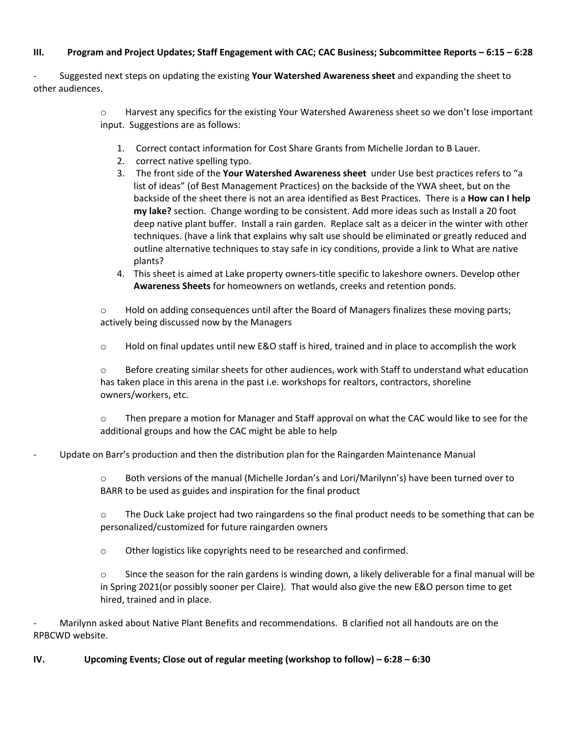## III. Program and Project Updates; Staff Engagement with CAC; CAC Business; Subcommittee Reports – 6:15 – 6:28

- Suggested next steps on updating the existing **Your Watershed Awareness sheet** and expanding the sheet to other audiences.

  - Harvest any specifics for the existing Your Watershed Awareness sheet so we don't lose important input. Suggestions are as follows:

    1. Correct contact information for Cost Share Grants from Michelle Jordan to B Lauer.
    2. correct native spelling typo.
    3. The front side of the **Your Watershed Awareness sheet** under Use best practices refers to "a list of ideas" (of Best Management Practices) on the backside of the YWA sheet, but on the backside of the sheet there is not an area identified as Best Practices. There is a **How can I help my lake?** section. Change wording to be consistent. Add more ideas such as Install a 20 foot deep native plant buffer. Install a rain garden. Replace salt as a deicer in the winter with other techniques. (have a link that explains why salt use should be eliminated or greatly reduced and outline alternative techniques to stay safe in icy conditions, provide a link to What are native plants?
    4. This sheet is aimed at Lake property owners-title specific to lakeshore owners. Develop other **Awareness Sheets** for homeowners on wetlands, creeks and retention ponds.

  - Hold on adding consequences until after the Board of Managers finalizes these moving parts; actively being discussed now by the Managers

  - Hold on final updates until new E&O staff is hired, trained and in place to accomplish the work

  - Before creating similar sheets for other audiences, work with Staff to understand what education has taken place in this arena in the past i.e. workshops for realtors, contractors, shoreline owners/workers, etc.

  - Then prepare a motion for Manager and Staff approval on what the CAC would like to see for the additional groups and how the CAC might be able to help

- Update on Barr's production and then the distribution plan for the Raingarden Maintenance Manual

  - Both versions of the manual (Michelle Jordan's and Lori/Marilynn's) have been turned over to BARR to be used as guides and inspiration for the final product

  - The Duck Lake project had two raingardens so the final product needs to be something that can be personalized/customized for future raingarden owners

  - Other logistics like copyrights need to be researched and confirmed.

  - Since the season for the rain gardens is winding down, a likely deliverable for a final manual will be in Spring 2021(or possibly sooner per Claire). That would also give the new E&O person time to get hired, trained and in place.

- Marilynn asked about Native Plant Benefits and recommendations. B clarified not all handouts are on the RPBCWD website.

## IV. Upcoming Events; Close out of regular meeting (workshop to follow) – 6:28 – 6:30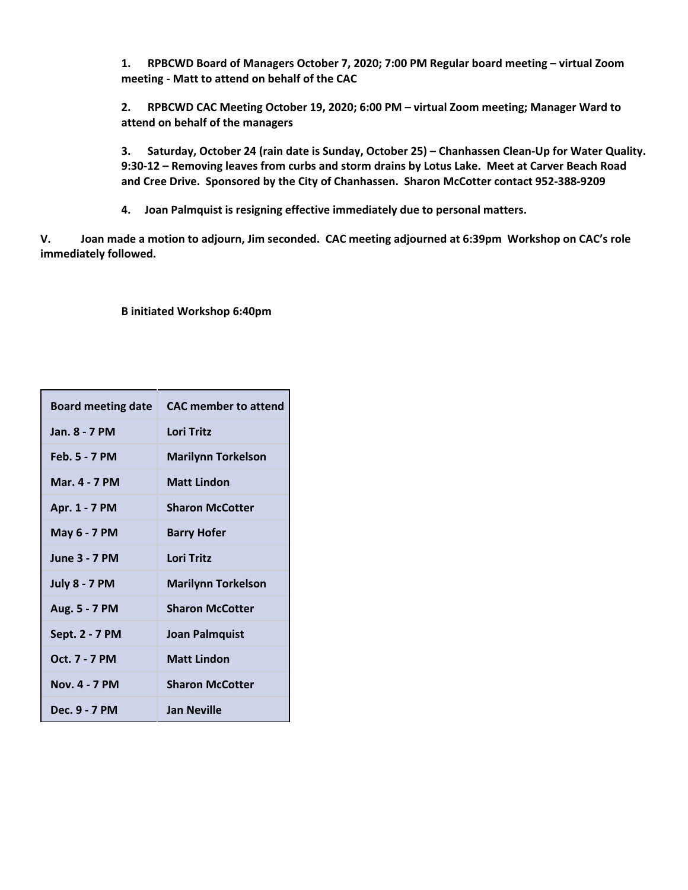1. **RPBCWD Board of Managers October 7, 2020; 7:00 PM Regular board meeting – virtual Zoom meeting - Matt to attend on behalf of the CAC**

2. **RPBCWD CAC Meeting October 19, 2020; 6:00 PM – virtual Zoom meeting; Manager Ward to attend on behalf of the managers**

3. **Saturday, October 24 (rain date is Sunday, October 25) – Chanhassen Clean-Up for Water Quality. 9:30-12 – Removing leaves from curbs and storm drains by Lotus Lake. Meet at Carver Beach Road and Cree Drive. Sponsored by the City of Chanhassen. Sharon McCotter contact 952-388-9209**

4. **Joan Palmquist is resigning effective immediately due to personal matters.**

**V. Joan made a motion to adjourn, Jim seconded. CAC meeting adjourned at 6:39pm Workshop on CAC's role immediately followed.**

**B initiated Workshop 6:40pm**

| Board meeting date | CAC member to attend |
|---|---|
| Jan. 8 - 7 PM | Lori Tritz |
| Feb. 5 - 7 PM | Marilynn Torkelson |
| Mar. 4 - 7 PM | Matt Lindon |
| Apr. 1 - 7 PM | Sharon McCotter |
| May 6 - 7 PM | Barry Hofer |
| June 3 - 7 PM | Lori Tritz |
| July 8 - 7 PM | Marilynn Torkelson |
| Aug. 5 - 7 PM | Sharon McCotter |
| Sept. 2 - 7 PM | Joan Palmquist |
| Oct. 7 - 7 PM | Matt Lindon |
| Nov. 4 - 7 PM | Sharon McCotter |
| Dec. 9 - 7 PM | Jan Neville |